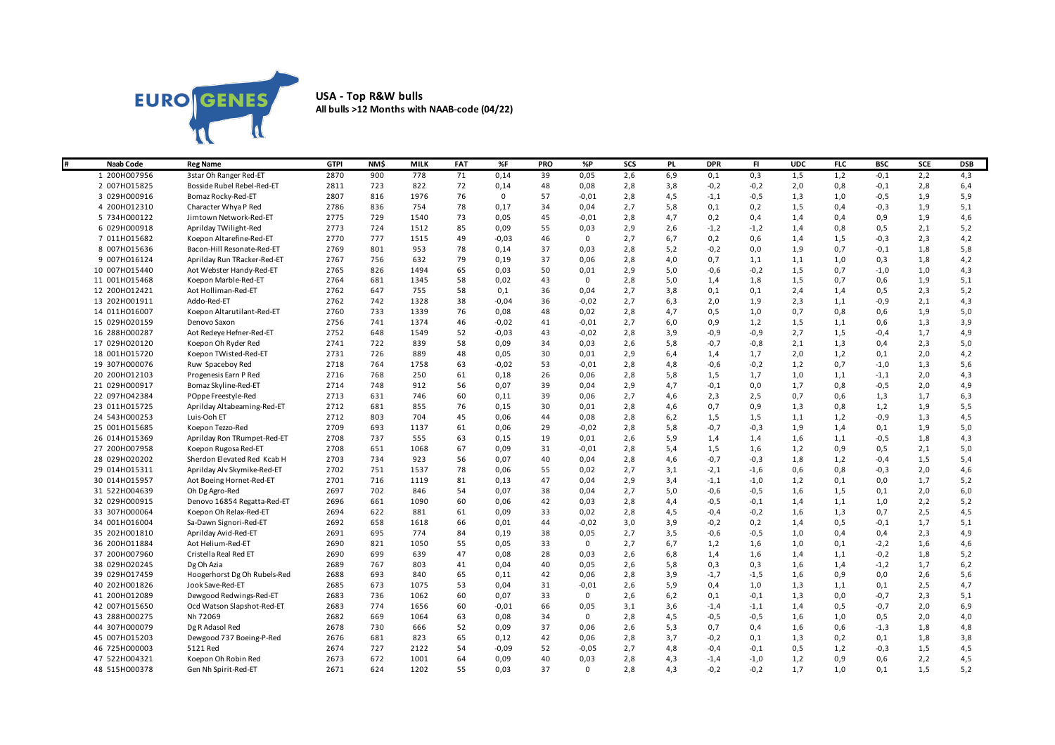EURO GENES

**USA - Top R&W bulls**
**All bulls >12 Months with NAAB-code (04/22)**

| # | Naab Code | Reg Name | GTPI | NM$ | MILK | FAT | %F | PRO | %P | SCS | PL | DPR | FI | UDC | FLC | BSC | SCE | DSB |
|---|---|---|---|---|---|---|---|---|---|---|---|---|---|---|---|---|---|---|
| 1 | 200HO07956 | 3star Oh Ranger Red-ET | 2870 | 900 | 778 | 71 | 0,14 | 39 | 0,05 | 2,6 | 6,9 | 0,1 | 0,3 | 1,5 | 1,2 | -0,1 | 2,2 | 4,3 |
| 2 | 007HO15825 | Bosside Rubel Rebel-Red-ET | 2811 | 723 | 822 | 72 | 0,14 | 48 | 0,08 | 2,8 | 3,8 | -0,2 | -0,2 | 2,0 | 0,8 | -0,1 | 2,8 | 6,4 |
| 3 | 029HO00916 | Bomaz Rocky-Red-ET | 2807 | 816 | 1976 | 76 | -0,01 | 57 | -0,01 | 2,8 | 4,5 | -1,1 | -0,5 | 1,3 | 1,0 | -0,5 | 1,9 | 5,9 |
| 4 | 200HO12310 | Character Whya P Red | 2786 | 836 | 754 | 78 | 0,17 | 34 | 0,04 | 2,7 | 5,8 | 0,1 | 0,2 | 1,5 | 0,4 | -0,3 | 1,9 | 5,1 |
| 5 | 734HO00122 | Jimtown Network-Red-ET | 2775 | 729 | 1540 | 73 | 0,05 | 45 | -0,01 | 2,8 | 4,7 | 0,2 | 0,4 | 1,4 | 0,4 | 0,9 | 1,9 | 4,6 |
| 6 | 029HO00918 | Aprilday TWilight-Red | 2773 | 724 | 1512 | 85 | 0,09 | 55 | 0,03 | 2,9 | 2,6 | -1,2 | -1,2 | 1,4 | 0,8 | 0,5 | 2,1 | 5,2 |
| 7 | 011HO15682 | Koepon Altarefine-Red-ET | 2770 | 777 | 1515 | 49 | -0,03 | 46 | 0 | 2,7 | 6,7 | 0,2 | 0,6 | 1,4 | 1,5 | -0,3 | 2,3 | 4,2 |
| 8 | 007HO15636 | Bacon-Hill Resonate-Red-ET | 2769 | 801 | 953 | 78 | 0,14 | 37 | 0,03 | 2,8 | 5,2 | -0,2 | 0,0 | 1,9 | 0,7 | -0,1 | 1,8 | 5,8 |
| 9 | 007HO16124 | Aprilday Run TRacker-Red-ET | 2767 | 756 | 632 | 79 | 0,19 | 37 | 0,06 | 2,8 | 4,0 | 0,7 | 1,1 | 1,1 | 1,0 | 0,3 | 1,8 | 4,2 |
| 10 | 007HO15440 | Aot Webster Handy-Red-ET | 2765 | 826 | 1494 | 65 | 0,03 | 50 | 0,01 | 2,9 | 5,0 | -0,6 | -0,2 | 1,5 | 0,7 | -1,0 | 1,0 | 4,3 |
| 11 | 001HO15468 | Koepon Marble-Red-ET | 2764 | 681 | 1345 | 58 | 0,02 | 43 | 0 | 2,8 | 5,0 | 1,4 | 1,8 | 1,5 | 0,7 | 0,6 | 1,9 | 5,1 |
| 12 | 200HO12421 | Aot Holliman-Red-ET | 2762 | 647 | 755 | 58 | 0,1 | 36 | 0,04 | 2,7 | 3,8 | 0,1 | 0,1 | 2,4 | 1,4 | 0,5 | 2,3 | 5,2 |
| 13 | 202HO01911 | Addo-Red-ET | 2762 | 742 | 1328 | 38 | -0,04 | 36 | -0,02 | 2,7 | 6,3 | 2,0 | 1,9 | 2,3 | 1,1 | -0,9 | 2,1 | 4,3 |
| 14 | 011HO16007 | Koepon Altarutilant-Red-ET | 2760 | 733 | 1339 | 76 | 0,08 | 48 | 0,02 | 2,8 | 4,7 | 0,5 | 1,0 | 0,7 | 0,8 | 0,6 | 1,9 | 5,0 |
| 15 | 029HO20159 | Denovo Saxon | 2756 | 741 | 1374 | 46 | -0,02 | 41 | -0,01 | 2,7 | 6,0 | 0,9 | 1,2 | 1,5 | 1,1 | 0,6 | 1,3 | 3,9 |
| 16 | 288HO00287 | Aot Redeye Hefner-Red-ET | 2752 | 648 | 1549 | 52 | -0,03 | 43 | -0,02 | 2,8 | 3,9 | -0,9 | -0,9 | 2,7 | 1,5 | -0,4 | 1,7 | 4,9 |
| 17 | 029HO20120 | Koepon Oh Ryder Red | 2741 | 722 | 839 | 58 | 0,09 | 34 | 0,03 | 2,6 | 5,8 | -0,7 | -0,8 | 2,1 | 1,3 | 0,4 | 2,3 | 5,0 |
| 18 | 001HO15720 | Koepon TWisted-Red-ET | 2731 | 726 | 889 | 48 | 0,05 | 30 | 0,01 | 2,9 | 6,4 | 1,4 | 1,7 | 2,0 | 1,2 | 0,1 | 2,0 | 4,2 |
| 19 | 307HO00076 | Ruw Spaceboy Red | 2718 | 764 | 1758 | 63 | -0,02 | 53 | -0,01 | 2,8 | 4,8 | -0,6 | -0,2 | 1,2 | 0,7 | -1,0 | 1,3 | 5,6 |
| 20 | 200HO12103 | Progenesis Earn P Red | 2716 | 768 | 250 | 61 | 0,18 | 26 | 0,06 | 2,8 | 5,8 | 1,5 | 1,7 | 1,0 | 1,1 | -1,1 | 2,0 | 4,3 |
| 21 | 029HO00917 | Bomaz Skyline-Red-ET | 2714 | 748 | 912 | 56 | 0,07 | 39 | 0,04 | 2,9 | 4,7 | -0,1 | 0,0 | 1,7 | 0,8 | -0,5 | 2,0 | 4,9 |
| 22 | 097HO42384 | POppe Freestyle-Red | 2713 | 631 | 746 | 60 | 0,11 | 39 | 0,06 | 2,7 | 4,6 | 2,3 | 2,5 | 0,7 | 0,6 | 1,3 | 1,7 | 6,3 |
| 23 | 011HO15725 | Aprilday Altabeaming-Red-ET | 2712 | 681 | 855 | 76 | 0,15 | 30 | 0,01 | 2,8 | 4,6 | 0,7 | 0,9 | 1,3 | 0,8 | 1,2 | 1,9 | 5,5 |
| 24 | 543HO00253 | Luis-Ooh ET | 2712 | 803 | 704 | 45 | 0,06 | 44 | 0,08 | 2,8 | 6,2 | 1,5 | 1,5 | 1,1 | 1,2 | -0,9 | 1,3 | 4,5 |
| 25 | 001HO15685 | Koepon Tezzo-Red | 2709 | 693 | 1137 | 61 | 0,06 | 29 | -0,02 | 2,8 | 5,8 | -0,7 | -0,3 | 1,9 | 1,4 | 0,1 | 1,9 | 5,0 |
| 26 | 014HO15369 | Aprilday Ron TRumpet-Red-ET | 2708 | 737 | 555 | 63 | 0,15 | 19 | 0,01 | 2,6 | 5,9 | 1,4 | 1,4 | 1,6 | 1,1 | -0,5 | 1,8 | 4,3 |
| 27 | 200HO07958 | Koepon Rugosa Red-ET | 2708 | 651 | 1068 | 67 | 0,09 | 31 | -0,01 | 2,8 | 5,4 | 1,5 | 1,6 | 1,2 | 0,9 | 0,5 | 2,1 | 5,0 |
| 28 | 029HO20202 | Sherdon Elevated Red Kcab H | 2703 | 734 | 923 | 56 | 0,07 | 40 | 0,04 | 2,8 | 4,6 | -0,7 | -0,3 | 1,8 | 1,2 | -0,4 | 1,5 | 5,4 |
| 29 | 014HO15311 | Aprilday Alv Skymike-Red-ET | 2702 | 751 | 1537 | 78 | 0,06 | 55 | 0,02 | 2,7 | 3,1 | -2,1 | -1,6 | 0,6 | 0,8 | -0,3 | 2,0 | 4,6 |
| 30 | 014HO15957 | Aot Boeing Hornet-Red-ET | 2701 | 716 | 1119 | 81 | 0,13 | 47 | 0,04 | 2,9 | 3,4 | -1,1 | -1,0 | 1,2 | 0,1 | 0,0 | 1,7 | 5,2 |
| 31 | 522HO04639 | Oh Dg Agro-Red | 2697 | 702 | 846 | 54 | 0,07 | 38 | 0,04 | 2,7 | 5,0 | -0,6 | -0,5 | 1,6 | 1,5 | 0,1 | 2,0 | 6,0 |
| 32 | 029HO00915 | Denovo 16854 Regatta-Red-ET | 2696 | 661 | 1090 | 60 | 0,06 | 42 | 0,03 | 2,8 | 4,4 | -0,5 | -0,1 | 1,4 | 1,1 | 1,0 | 2,2 | 5,2 |
| 33 | 307HO00064 | Koepon Oh Relax-Red-ET | 2694 | 622 | 881 | 61 | 0,09 | 33 | 0,02 | 2,8 | 4,5 | -0,4 | -0,2 | 1,6 | 1,3 | 0,7 | 2,5 | 4,5 |
| 34 | 001HO16004 | Sa-Dawn Signori-Red-ET | 2692 | 658 | 1618 | 66 | 0,01 | 44 | -0,02 | 3,0 | 3,9 | -0,2 | 0,2 | 1,4 | 0,5 | -0,1 | 1,7 | 5,1 |
| 35 | 202HO01810 | Aprilday Avid-Red-ET | 2691 | 695 | 774 | 84 | 0,19 | 38 | 0,05 | 2,7 | 3,5 | -0,6 | -0,5 | 1,0 | 0,4 | 0,4 | 2,3 | 4,9 |
| 36 | 200HO11884 | Aot Helium-Red-ET | 2690 | 821 | 1050 | 55 | 0,05 | 33 | 0 | 2,7 | 6,7 | 1,2 | 1,6 | 1,0 | 0,1 | -2,2 | 1,6 | 4,6 |
| 37 | 200HO07960 | Cristella Real Red ET | 2690 | 699 | 639 | 47 | 0,08 | 28 | 0,03 | 2,6 | 6,8 | 1,4 | 1,6 | 1,4 | 1,1 | -0,2 | 1,8 | 5,2 |
| 38 | 029HO20245 | Dg Oh Azia | 2689 | 767 | 803 | 41 | 0,04 | 40 | 0,05 | 2,6 | 5,8 | 0,3 | 0,3 | 1,6 | 1,4 | -1,2 | 1,7 | 6,2 |
| 39 | 029HO17459 | Hoogerhorst Dg Oh Rubels-Red | 2688 | 693 | 840 | 65 | 0,11 | 42 | 0,06 | 2,8 | 3,9 | -1,7 | -1,5 | 1,6 | 0,9 | 0,0 | 2,6 | 5,6 |
| 40 | 202HO01826 | Jook Save-Red-ET | 2685 | 673 | 1075 | 53 | 0,04 | 31 | -0,01 | 2,6 | 5,9 | 0,4 | 1,0 | 1,3 | 1,1 | 0,1 | 2,5 | 4,7 |
| 41 | 200HO12089 | Dewgood Redwings-Red-ET | 2683 | 736 | 1062 | 60 | 0,07 | 33 | 0 | 2,6 | 6,2 | 0,1 | -0,1 | 1,3 | 0,0 | -0,7 | 2,3 | 5,1 |
| 42 | 007HO15650 | Ocd Watson Slapshot-Red-ET | 2683 | 774 | 1656 | 60 | -0,01 | 66 | 0,05 | 3,1 | 3,6 | -1,4 | -1,1 | 1,4 | 0,5 | -0,7 | 2,0 | 6,9 |
| 43 | 288HO00275 | Nh 72069 | 2682 | 669 | 1064 | 63 | 0,08 | 34 | 0 | 2,8 | 4,5 | -0,5 | -0,5 | 1,6 | 1,0 | 0,5 | 2,0 | 4,0 |
| 44 | 307HO00079 | Dg R Adasol Red | 2678 | 730 | 666 | 52 | 0,09 | 37 | 0,06 | 2,6 | 5,3 | 0,7 | 0,4 | 1,6 | 0,6 | -1,3 | 1,8 | 4,8 |
| 45 | 007HO15203 | Dewgood 737 Boeing-P-Red | 2676 | 681 | 823 | 65 | 0,12 | 42 | 0,06 | 2,8 | 3,7 | -0,2 | 0,1 | 1,3 | 0,2 | 0,1 | 1,8 | 3,8 |
| 46 | 725HO00003 | 5121 Red | 2674 | 727 | 2122 | 54 | -0,09 | 52 | -0,05 | 2,7 | 4,8 | -0,4 | -0,1 | 0,5 | 1,2 | -0,3 | 1,5 | 4,5 |
| 47 | 522HO04321 | Koepon Oh Robin Red | 2673 | 672 | 1001 | 64 | 0,09 | 40 | 0,03 | 2,8 | 4,3 | -1,4 | -1,0 | 1,2 | 0,9 | 0,6 | 2,2 | 4,5 |
| 48 | 515HO00378 | Gen Nh Spirit-Red-ET | 2671 | 624 | 1202 | 55 | 0,03 | 37 | 0 | 2,8 | 4,3 | -0,2 | -0,2 | 1,7 | 1,0 | 0,1 | 1,5 | 5,2 |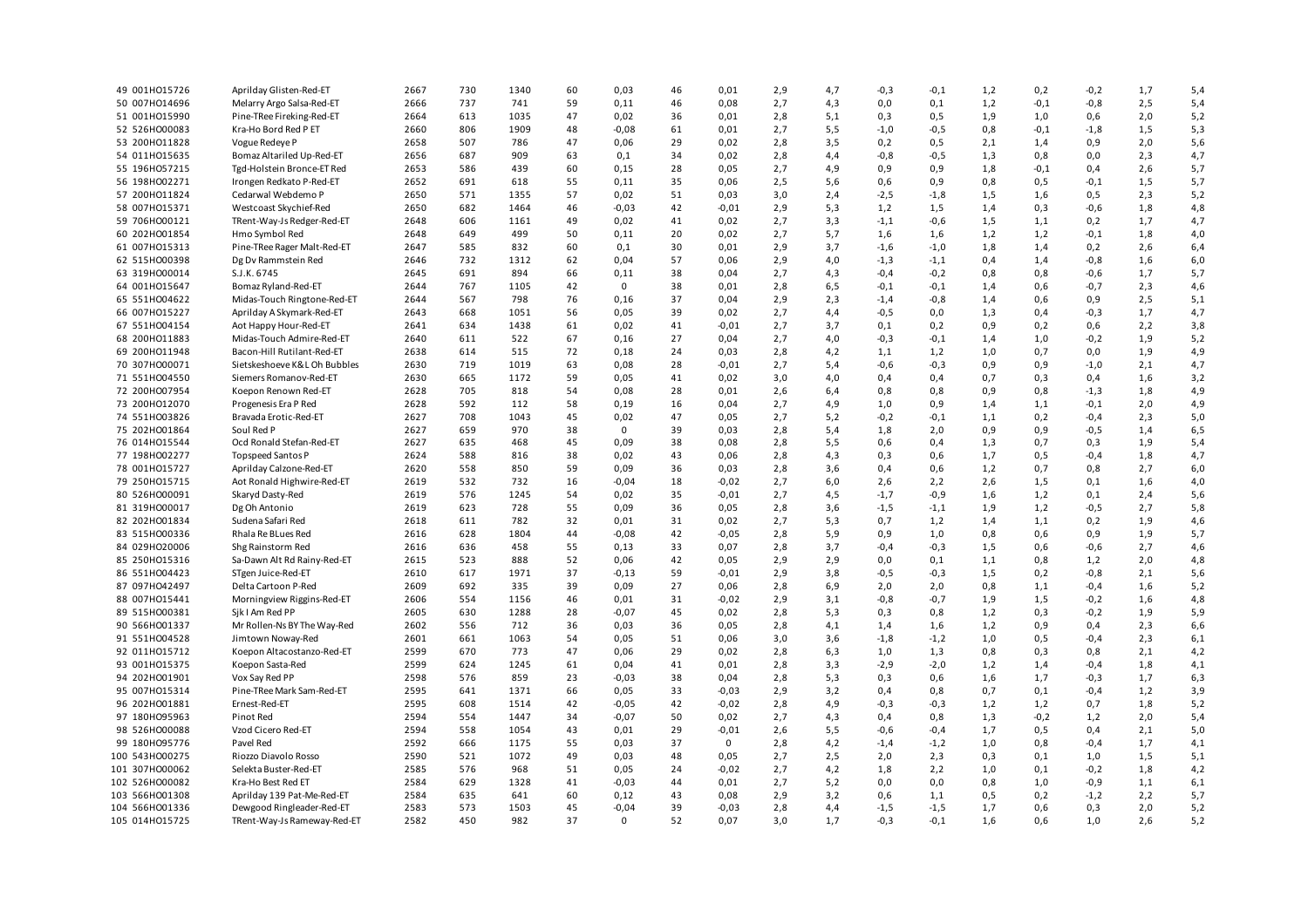| | | | | | | | | | | | | | | | | | |
|---|---|---|---|---|---|---|---|---|---|---|---|---|---|---|---|---|---|
| 49 | 001HO15726 | Aprilday Glisten-Red-ET | 2667 | 730 | 1340 | 60 | 0,03 | 46 | 0,01 | 2,9 | 4,7 | -0,3 | -0,1 | 1,2 | 0,2 | -0,2 | 1,7 | 5,4 |
| 50 | 007HO14696 | Melarry Argo Salsa-Red-ET | 2666 | 737 | 741 | 59 | 0,11 | 46 | 0,08 | 2,7 | 4,3 | 0,0 | 0,1 | 1,2 | -0,1 | -0,8 | 2,5 | 5,4 |
| 51 | 001HO15990 | Pine-TRee Fireking-Red-ET | 2664 | 613 | 1035 | 47 | 0,02 | 36 | 0,01 | 2,8 | 5,1 | 0,3 | 0,5 | 1,9 | 1,0 | 0,6 | 2,0 | 5,2 |
| 52 | 526HO00083 | Kra-Ho Bord Red P ET | 2660 | 806 | 1909 | 48 | -0,08 | 61 | 0,01 | 2,7 | 5,5 | -1,0 | -0,5 | 0,8 | -0,1 | -1,8 | 1,5 | 5,3 |
| 53 | 200HO11828 | Vogue Redeye P | 2658 | 507 | 786 | 47 | 0,06 | 29 | 0,02 | 2,8 | 3,5 | 0,2 | 0,5 | 2,1 | 1,4 | 0,9 | 2,0 | 5,6 |
| 54 | 011HO15635 | Bomaz Altariled Up-Red-ET | 2656 | 687 | 909 | 63 | 0,1 | 34 | 0,02 | 2,8 | 4,4 | -0,8 | -0,5 | 1,3 | 0,8 | 0,0 | 2,3 | 4,7 |
| 55 | 196HO57215 | Tgd-Holstein Bronce-ET Red | 2653 | 586 | 439 | 60 | 0,15 | 28 | 0,05 | 2,7 | 4,9 | 0,9 | 0,9 | 1,8 | -0,1 | 0,4 | 2,6 | 5,7 |
| 56 | 198HO02271 | Irongen Redkato P-Red-ET | 2652 | 691 | 618 | 55 | 0,11 | 35 | 0,06 | 2,5 | 5,6 | 0,6 | 0,9 | 0,8 | 0,5 | -0,1 | 1,5 | 5,7 |
| 57 | 200HO11824 | Cedarwal Webdemo P | 2650 | 571 | 1355 | 57 | 0,02 | 51 | 0,03 | 3,0 | 2,4 | -2,5 | -1,8 | 1,5 | 1,6 | 0,5 | 2,3 | 5,2 |
| 58 | 007HO15371 | Westcoast Skychief-Red | 2650 | 682 | 1464 | 46 | -0,03 | 42 | -0,01 | 2,9 | 5,3 | 1,2 | 1,5 | 1,4 | 0,3 | -0,6 | 1,8 | 4,8 |
| 59 | 706HO00121 | TRent-Way-Js Redger-Red-ET | 2648 | 606 | 1161 | 49 | 0,02 | 41 | 0,02 | 2,7 | 3,3 | -1,1 | -0,6 | 1,5 | 1,1 | 0,2 | 1,7 | 4,7 |
| 60 | 202HO01854 | Hmo Symbol Red | 2648 | 649 | 499 | 50 | 0,11 | 20 | 0,02 | 2,7 | 5,7 | 1,6 | 1,6 | 1,2 | 1,2 | -0,1 | 1,8 | 4,0 |
| 61 | 007HO15313 | Pine-TRee Rager Malt-Red-ET | 2647 | 585 | 832 | 60 | 0,1 | 30 | 0,01 | 2,9 | 3,7 | -1,6 | -1,0 | 1,8 | 1,4 | 0,2 | 2,6 | 6,4 |
| 62 | 515HO00398 | Dg Dv Rammstein Red | 2646 | 732 | 1312 | 62 | 0,04 | 57 | 0,06 | 2,9 | 4,0 | -1,3 | -1,1 | 0,4 | 1,4 | -0,8 | 1,6 | 6,0 |
| 63 | 319HO00014 | S.J.K. 6745 | 2645 | 691 | 894 | 66 | 0,11 | 38 | 0,04 | 2,7 | 4,3 | -0,4 | -0,2 | 0,8 | 0,8 | -0,6 | 1,7 | 5,7 |
| 64 | 001HO15647 | Bomaz Ryland-Red-ET | 2644 | 767 | 1105 | 42 | 0 | 38 | 0,01 | 2,8 | 6,5 | -0,1 | -0,1 | 1,4 | 0,6 | -0,7 | 2,3 | 4,6 |
| 65 | 551HO04622 | Midas-Touch Ringtone-Red-ET | 2644 | 567 | 798 | 76 | 0,16 | 37 | 0,04 | 2,9 | 2,3 | -1,4 | -0,8 | 1,4 | 0,6 | 0,9 | 2,5 | 5,1 |
| 66 | 007HO15227 | Aprilday A Skymark-Red-ET | 2643 | 668 | 1051 | 56 | 0,05 | 39 | 0,02 | 2,7 | 4,4 | -0,5 | 0,0 | 1,3 | 0,4 | -0,3 | 1,7 | 4,7 |
| 67 | 551HO04154 | Aot Happy Hour-Red-ET | 2641 | 634 | 1438 | 61 | 0,02 | 41 | -0,01 | 2,7 | 3,7 | 0,1 | 0,2 | 0,9 | 0,2 | 0,6 | 2,2 | 3,8 |
| 68 | 200HO11883 | Midas-Touch Admire-Red-ET | 2640 | 611 | 522 | 67 | 0,16 | 27 | 0,04 | 2,7 | 4,0 | -0,3 | -0,1 | 1,4 | 1,0 | -0,2 | 1,9 | 5,2 |
| 69 | 200HO11948 | Bacon-Hill Rutilant-Red-ET | 2638 | 614 | 515 | 72 | 0,18 | 24 | 0,03 | 2,8 | 4,2 | 1,1 | 1,2 | 1,0 | 0,7 | 0,0 | 1,9 | 4,9 |
| 70 | 307HO00071 | Sietskeshoeve K&L Oh Bubbles | 2630 | 719 | 1019 | 63 | 0,08 | 28 | -0,01 | 2,7 | 5,4 | -0,6 | -0,3 | 0,9 | 0,9 | -1,0 | 2,1 | 4,7 |
| 71 | 551HO04550 | Siemers Romanov-Red-ET | 2630 | 665 | 1172 | 59 | 0,05 | 41 | 0,02 | 3,0 | 4,0 | 0,4 | 0,4 | 0,7 | 0,3 | 0,4 | 1,6 | 3,2 |
| 72 | 200HO07954 | Koepon Renown Red-ET | 2628 | 705 | 818 | 54 | 0,08 | 28 | 0,01 | 2,6 | 6,4 | 0,8 | 0,8 | 0,9 | 0,8 | -1,3 | 1,8 | 4,9 |
| 73 | 200HO12070 | Progenesis Era P Red | 2628 | 592 | 112 | 58 | 0,19 | 16 | 0,04 | 2,7 | 4,9 | 1,0 | 0,9 | 1,4 | 1,1 | -0,1 | 2,0 | 4,9 |
| 74 | 551HO03826 | Bravada Erotic-Red-ET | 2627 | 708 | 1043 | 45 | 0,02 | 47 | 0,05 | 2,7 | 5,2 | -0,2 | -0,1 | 1,1 | 0,2 | -0,4 | 2,3 | 5,0 |
| 75 | 202HO01864 | Soul Red P | 2627 | 659 | 970 | 38 | 0 | 39 | 0,03 | 2,8 | 5,4 | 1,8 | 2,0 | 0,9 | 0,9 | -0,5 | 1,4 | 6,5 |
| 76 | 014HO15544 | Ocd Ronald Stefan-Red-ET | 2627 | 635 | 468 | 45 | 0,09 | 38 | 0,08 | 2,8 | 5,5 | 0,6 | 0,4 | 1,3 | 0,7 | 0,3 | 1,9 | 5,4 |
| 77 | 198HO02277 | Topspeed Santos P | 2624 | 588 | 816 | 38 | 0,02 | 43 | 0,06 | 2,8 | 4,3 | 0,3 | 0,6 | 1,7 | 0,5 | -0,4 | 1,8 | 4,7 |
| 78 | 001HO15727 | Aprilday Calzone-Red-ET | 2620 | 558 | 850 | 59 | 0,09 | 36 | 0,03 | 2,8 | 3,6 | 0,4 | 0,6 | 1,2 | 0,7 | 0,8 | 2,7 | 6,0 |
| 79 | 250HO15715 | Aot Ronald Highwire-Red-ET | 2619 | 532 | 732 | 16 | -0,04 | 18 | -0,02 | 2,7 | 6,0 | 2,6 | 2,2 | 2,6 | 1,5 | 0,1 | 1,6 | 4,0 |
| 80 | 526HO00091 | Skaryd Dasty-Red | 2619 | 576 | 1245 | 54 | 0,02 | 35 | -0,01 | 2,7 | 4,5 | -1,7 | -0,9 | 1,6 | 1,2 | 0,1 | 2,4 | 5,6 |
| 81 | 319HO00017 | Dg Oh Antonio | 2619 | 623 | 728 | 55 | 0,09 | 36 | 0,05 | 2,8 | 3,6 | -1,5 | -1,1 | 1,9 | 1,2 | -0,5 | 2,7 | 5,8 |
| 82 | 202HO01834 | Sudena Safari Red | 2618 | 611 | 782 | 32 | 0,01 | 31 | 0,02 | 2,7 | 5,3 | 0,7 | 1,2 | 1,4 | 1,1 | 0,2 | 1,9 | 4,6 |
| 83 | 515HO00336 | Rhala Re BLues Red | 2616 | 628 | 1804 | 44 | -0,08 | 42 | -0,05 | 2,8 | 5,9 | 0,9 | 1,0 | 0,8 | 0,6 | 0,9 | 1,9 | 5,7 |
| 84 | 029HO20006 | Shg Rainstorm Red | 2616 | 636 | 458 | 55 | 0,13 | 33 | 0,07 | 2,8 | 3,7 | -0,4 | -0,3 | 1,5 | 0,6 | -0,6 | 2,7 | 4,6 |
| 85 | 250HO15316 | Sa-Dawn Alt Rd Rainy-Red-ET | 2615 | 523 | 888 | 52 | 0,06 | 42 | 0,05 | 2,9 | 2,9 | 0,0 | 0,1 | 1,1 | 0,8 | 1,2 | 2,0 | 4,8 |
| 86 | 551HO04423 | STgen Juice-Red-ET | 2610 | 617 | 1971 | 37 | -0,13 | 59 | -0,01 | 2,9 | 3,8 | -0,5 | -0,3 | 1,5 | 0,2 | -0,8 | 2,1 | 5,6 |
| 87 | 097HO42497 | Delta Cartoon P-Red | 2609 | 692 | 335 | 39 | 0,09 | 27 | 0,06 | 2,8 | 6,9 | 2,0 | 2,0 | 0,8 | 1,1 | -0,4 | 1,6 | 5,2 |
| 88 | 007HO15441 | Morningview Riggins-Red-ET | 2606 | 554 | 1156 | 46 | 0,01 | 31 | -0,02 | 2,9 | 3,1 | -0,8 | -0,7 | 1,9 | 1,5 | -0,2 | 1,6 | 4,8 |
| 89 | 515HO00381 | Sjk I Am Red PP | 2605 | 630 | 1288 | 28 | -0,07 | 45 | 0,02 | 2,8 | 5,3 | 0,3 | 0,8 | 1,2 | 0,3 | -0,2 | 1,9 | 5,9 |
| 90 | 566HO01337 | Mr Rollen-Ns BY The Way-Red | 2602 | 556 | 712 | 36 | 0,03 | 36 | 0,05 | 2,8 | 4,1 | 1,4 | 1,6 | 1,2 | 0,9 | 0,4 | 2,3 | 6,6 |
| 91 | 551HO04528 | Jimtown Noway-Red | 2601 | 661 | 1063 | 54 | 0,05 | 51 | 0,06 | 3,0 | 3,6 | -1,8 | -1,2 | 1,0 | 0,5 | -0,4 | 2,3 | 6,1 |
| 92 | 011HO15712 | Koepon Altacostanzo-Red-ET | 2599 | 670 | 773 | 47 | 0,06 | 29 | 0,02 | 2,8 | 6,3 | 1,0 | 1,3 | 0,8 | 0,3 | 0,8 | 2,1 | 4,2 |
| 93 | 001HO15375 | Koepon Sasta-Red | 2599 | 624 | 1245 | 61 | 0,04 | 41 | 0,01 | 2,8 | 3,3 | -2,9 | -2,0 | 1,2 | 1,4 | -0,4 | 1,8 | 4,1 |
| 94 | 202HO01901 | Vox Say Red PP | 2598 | 576 | 859 | 23 | -0,03 | 38 | 0,04 | 2,8 | 5,3 | 0,3 | 0,6 | 1,6 | 1,7 | -0,3 | 1,7 | 6,3 |
| 95 | 007HO15314 | Pine-TRee Mark Sam-Red-ET | 2595 | 641 | 1371 | 66 | 0,05 | 33 | -0,03 | 2,9 | 3,2 | 0,4 | 0,8 | 0,7 | 0,1 | -0,4 | 1,2 | 3,9 |
| 96 | 202HO01881 | Ernest-Red-ET | 2595 | 608 | 1514 | 42 | -0,05 | 42 | -0,02 | 2,8 | 4,9 | -0,3 | -0,3 | 1,2 | 1,2 | 0,7 | 1,8 | 5,2 |
| 97 | 180HO95963 | Pinot Red | 2594 | 554 | 1447 | 34 | -0,07 | 50 | 0,02 | 2,7 | 4,3 | 0,4 | 0,8 | 1,3 | -0,2 | 1,2 | 2,0 | 5,4 |
| 98 | 526HO00088 | Vzod Cicero Red-ET | 2594 | 558 | 1054 | 43 | 0,01 | 29 | -0,01 | 2,6 | 5,5 | -0,6 | -0,4 | 1,7 | 0,5 | 0,4 | 2,1 | 5,0 |
| 99 | 180HO95776 | Pavel Red | 2592 | 666 | 1175 | 55 | 0,03 | 37 | 0 | 2,8 | 4,2 | -1,4 | -1,2 | 1,0 | 0,8 | -0,4 | 1,7 | 4,1 |
| 100 | 543HO00275 | Riozzo Diavolo Rosso | 2590 | 521 | 1072 | 49 | 0,03 | 48 | 0,05 | 2,7 | 2,5 | 2,0 | 2,3 | 0,3 | 0,1 | 1,0 | 1,5 | 5,1 |
| 101 | 307HO00062 | Selekta Buster-Red-ET | 2585 | 576 | 968 | 51 | 0,05 | 24 | -0,02 | 2,7 | 4,2 | 1,8 | 2,2 | 1,0 | 0,1 | -0,2 | 1,8 | 4,2 |
| 102 | 526HO00082 | Kra-Ho Best Red ET | 2584 | 629 | 1328 | 41 | -0,03 | 44 | 0,01 | 2,7 | 5,2 | 0,0 | 0,0 | 0,8 | 1,0 | -0,9 | 1,1 | 6,1 |
| 103 | 566HO01308 | Aprilday 139 Pat-Me-Red-ET | 2584 | 635 | 641 | 60 | 0,12 | 43 | 0,08 | 2,9 | 3,2 | 0,6 | 1,1 | 0,5 | 0,2 | -1,2 | 2,2 | 5,7 |
| 104 | 566HO01336 | Dewgood Ringleader-Red-ET | 2583 | 573 | 1503 | 45 | -0,04 | 39 | -0,03 | 2,8 | 4,4 | -1,5 | -1,5 | 1,7 | 0,6 | 0,3 | 2,0 | 5,2 |
| 105 | 014HO15725 | TRent-Way-Js Rameway-Red-ET | 2582 | 450 | 982 | 37 | 0 | 52 | 0,07 | 3,0 | 1,7 | -0,3 | -0,1 | 1,6 | 0,6 | 1,0 | 2,6 | 5,2 |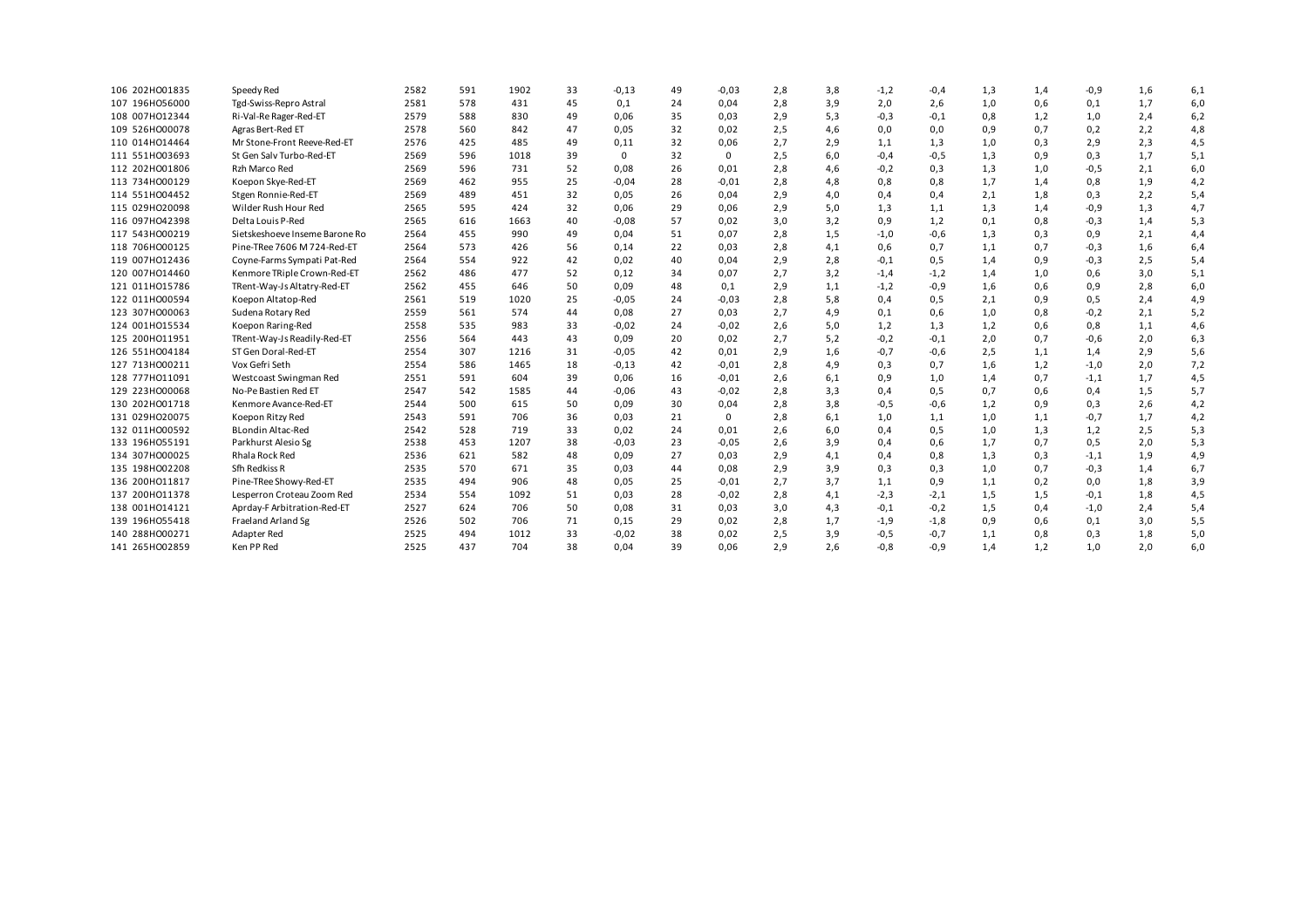| | | | | | | | | | | | | | | | | | | |
|---|---|---|---|---|---|---|---|---|---|---|---|---|---|---|---|---|---|---|
| 106 | 202HO01835 | Speedy Red | 2582 | 591 | 1902 | 33 | -0,13 | 49 | -0,03 | 2,8 | 3,8 | -1,2 | -0,4 | 1,3 | 1,4 | -0,9 | 1,6 | 6,1 |
| 107 | 196HO56000 | Tgd-Swiss-Repro Astral | 2581 | 578 | 431 | 45 | 0,1 | 24 | 0,04 | 2,8 | 3,9 | 2,0 | 2,6 | 1,0 | 0,6 | 0,1 | 1,7 | 6,0 |
| 108 | 007HO12344 | Ri-Val-Re Rager-Red-ET | 2579 | 588 | 830 | 49 | 0,06 | 35 | 0,03 | 2,9 | 5,3 | -0,3 | -0,1 | 0,8 | 1,2 | 1,0 | 2,4 | 6,2 |
| 109 | 526HO00078 | Agras Bert-Red ET | 2578 | 560 | 842 | 47 | 0,05 | 32 | 0,02 | 2,5 | 4,6 | 0,0 | 0,0 | 0,9 | 0,7 | 0,2 | 2,2 | 4,8 |
| 110 | 014HO14464 | Mr Stone-Front Reeve-Red-ET | 2576 | 425 | 485 | 49 | 0,11 | 32 | 0,06 | 2,7 | 2,9 | 1,1 | 1,3 | 1,0 | 0,3 | 2,9 | 2,3 | 4,5 |
| 111 | 551HO03693 | St Gen Salv Turbo-Red-ET | 2569 | 596 | 1018 | 39 | 0 | 32 | 0 | 2,5 | 6,0 | -0,4 | -0,5 | 1,3 | 0,9 | 0,3 | 1,7 | 5,1 |
| 112 | 202HO01806 | Rzh Marco Red | 2569 | 596 | 731 | 52 | 0,08 | 26 | 0,01 | 2,8 | 4,6 | -0,2 | 0,3 | 1,3 | 1,0 | -0,5 | 2,1 | 6,0 |
| 113 | 734HO00129 | Koepon Skye-Red-ET | 2569 | 462 | 955 | 25 | -0,04 | 28 | -0,01 | 2,8 | 4,8 | 0,8 | 0,8 | 1,7 | 1,4 | 0,8 | 1,9 | 4,2 |
| 114 | 551HO04452 | Stgen Ronnie-Red-ET | 2569 | 489 | 451 | 32 | 0,05 | 26 | 0,04 | 2,9 | 4,0 | 0,4 | 0,4 | 2,1 | 1,8 | 0,3 | 2,2 | 5,4 |
| 115 | 029HO20098 | Wilder Rush Hour Red | 2565 | 595 | 424 | 32 | 0,06 | 29 | 0,06 | 2,9 | 5,0 | 1,3 | 1,1 | 1,3 | 1,4 | -0,9 | 1,3 | 4,7 |
| 116 | 097HO42398 | Delta Louis P-Red | 2565 | 616 | 1663 | 40 | -0,08 | 57 | 0,02 | 3,0 | 3,2 | 0,9 | 1,2 | 0,1 | 0,8 | -0,3 | 1,4 | 5,3 |
| 117 | 543HO00219 | Sietskeshoeve Inseme Barone Ro | 2564 | 455 | 990 | 49 | 0,04 | 51 | 0,07 | 2,8 | 1,5 | -1,0 | -0,6 | 1,3 | 0,3 | 0,9 | 2,1 | 4,4 |
| 118 | 706HO00125 | Pine-TRee 7606 M 724-Red-ET | 2564 | 573 | 426 | 56 | 0,14 | 22 | 0,03 | 2,8 | 4,1 | 0,6 | 0,7 | 1,1 | 0,7 | -0,3 | 1,6 | 6,4 |
| 119 | 007HO12436 | Coyne-Farms Sympati Pat-Red | 2564 | 554 | 922 | 42 | 0,02 | 40 | 0,04 | 2,9 | 2,8 | -0,1 | 0,5 | 1,4 | 0,9 | -0,3 | 2,5 | 5,4 |
| 120 | 007HO14460 | Kenmore TRiple Crown-Red-ET | 2562 | 486 | 477 | 52 | 0,12 | 34 | 0,07 | 2,7 | 3,2 | -1,4 | -1,2 | 1,4 | 1,0 | 0,6 | 3,0 | 5,1 |
| 121 | 011HO15786 | TRent-Way-Js Altatry-Red-ET | 2562 | 455 | 646 | 50 | 0,09 | 48 | 0,1 | 2,9 | 1,1 | -1,2 | -0,9 | 1,6 | 0,6 | 0,9 | 2,8 | 6,0 |
| 122 | 011HO00594 | Koepon Altatop-Red | 2561 | 519 | 1020 | 25 | -0,05 | 24 | -0,03 | 2,8 | 5,8 | 0,4 | 0,5 | 2,1 | 0,9 | 0,5 | 2,4 | 4,9 |
| 123 | 307HO00063 | Sudena Rotary Red | 2559 | 561 | 574 | 44 | 0,08 | 27 | 0,03 | 2,7 | 4,9 | 0,1 | 0,6 | 1,0 | 0,8 | -0,2 | 2,1 | 5,2 |
| 124 | 001HO15534 | Koepon Raring-Red | 2558 | 535 | 983 | 33 | -0,02 | 24 | -0,02 | 2,6 | 5,0 | 1,2 | 1,3 | 1,2 | 0,6 | 0,8 | 1,1 | 4,6 |
| 125 | 200HO11951 | TRent-Way-Js Readily-Red-ET | 2556 | 564 | 443 | 43 | 0,09 | 20 | 0,02 | 2,7 | 5,2 | -0,2 | -0,1 | 2,0 | 0,7 | -0,6 | 2,0 | 6,3 |
| 126 | 551HO04184 | ST Gen Doral-Red-ET | 2554 | 307 | 1216 | 31 | -0,05 | 42 | 0,01 | 2,9 | 1,6 | -0,7 | -0,6 | 2,5 | 1,1 | 1,4 | 2,9 | 5,6 |
| 127 | 713HO00211 | Vox Gefri Seth | 2554 | 586 | 1465 | 18 | -0,13 | 42 | -0,01 | 2,8 | 4,9 | 0,3 | 0,7 | 1,6 | 1,2 | -1,0 | 2,0 | 7,2 |
| 128 | 777HO11091 | Westcoast Swingman Red | 2551 | 591 | 604 | 39 | 0,06 | 16 | -0,01 | 2,6 | 6,1 | 0,9 | 1,0 | 1,4 | 0,7 | -1,1 | 1,7 | 4,5 |
| 129 | 223HO00068 | No-Pe Bastien Red ET | 2547 | 542 | 1585 | 44 | -0,06 | 43 | -0,02 | 2,8 | 3,3 | 0,4 | 0,5 | 0,7 | 0,6 | 0,4 | 1,5 | 5,7 |
| 130 | 202HO01718 | Kenmore Avance-Red-ET | 2544 | 500 | 615 | 50 | 0,09 | 30 | 0,04 | 2,8 | 3,8 | -0,5 | -0,6 | 1,2 | 0,9 | 0,3 | 2,6 | 4,2 |
| 131 | 029HO20075 | Koepon Ritzy Red | 2543 | 591 | 706 | 36 | 0,03 | 21 | 0 | 2,8 | 6,1 | 1,0 | 1,1 | 1,0 | 1,1 | -0,7 | 1,7 | 4,2 |
| 132 | 011HO00592 | BLondin Altac-Red | 2542 | 528 | 719 | 33 | 0,02 | 24 | 0,01 | 2,6 | 6,0 | 0,4 | 0,5 | 1,0 | 1,3 | 1,2 | 2,5 | 5,3 |
| 133 | 196HO55191 | Parkhurst Alesio Sg | 2538 | 453 | 1207 | 38 | -0,03 | 23 | -0,05 | 2,6 | 3,9 | 0,4 | 0,6 | 1,7 | 0,7 | 0,5 | 2,0 | 5,3 |
| 134 | 307HO00025 | Rhala Rock Red | 2536 | 621 | 582 | 48 | 0,09 | 27 | 0,03 | 2,9 | 4,1 | 0,4 | 0,8 | 1,3 | 0,3 | -1,1 | 1,9 | 4,9 |
| 135 | 198HO02208 | Sfh Redkiss R | 2535 | 570 | 671 | 35 | 0,03 | 44 | 0,08 | 2,9 | 3,9 | 0,3 | 0,3 | 1,0 | 0,7 | -0,3 | 1,4 | 6,7 |
| 136 | 200HO11817 | Pine-TRee Showy-Red-ET | 2535 | 494 | 906 | 48 | 0,05 | 25 | -0,01 | 2,7 | 3,7 | 1,1 | 0,9 | 1,1 | 0,2 | 0,0 | 1,8 | 3,9 |
| 137 | 200HO11378 | Lesperron Croteau Zoom Red | 2534 | 554 | 1092 | 51 | 0,03 | 28 | -0,02 | 2,8 | 4,1 | -2,3 | -2,1 | 1,5 | 1,5 | -0,1 | 1,8 | 4,5 |
| 138 | 001HO14121 | Aprday-F Arbitration-Red-ET | 2527 | 624 | 706 | 50 | 0,08 | 31 | 0,03 | 3,0 | 4,3 | -0,1 | -0,2 | 1,5 | 0,4 | -1,0 | 2,4 | 5,4 |
| 139 | 196HO55418 | Fraeland Arland Sg | 2526 | 502 | 706 | 71 | 0,15 | 29 | 0,02 | 2,8 | 1,7 | -1,9 | -1,8 | 0,9 | 0,6 | 0,1 | 3,0 | 5,5 |
| 140 | 288HO00271 | Adapter Red | 2525 | 494 | 1012 | 33 | -0,02 | 38 | 0,02 | 2,5 | 3,9 | -0,5 | -0,7 | 1,1 | 0,8 | 0,3 | 1,8 | 5,0 |
| 141 | 265HO02859 | Ken PP Red | 2525 | 437 | 704 | 38 | 0,04 | 39 | 0,06 | 2,9 | 2,6 | -0,8 | -0,9 | 1,4 | 1,2 | 1,0 | 2,0 | 6,0 |